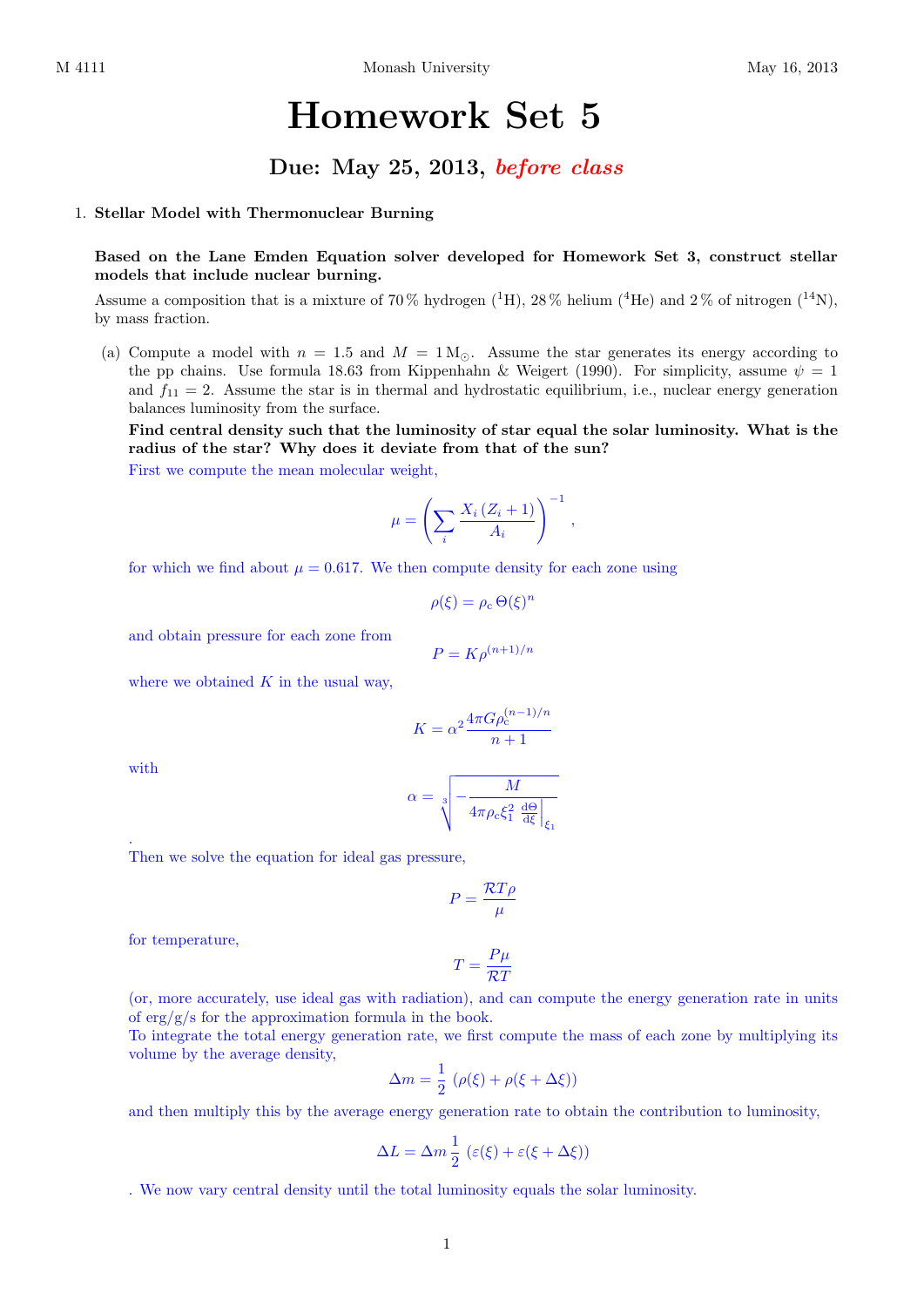# Homework Set 5

## Due: May 25, 2013, *before class*

1. **Stellar Model with Thermonuclear Burning**

   **Based on the Lane Emden Equation solver developed for Homework Set 3, construct stellar models that include nuclear burning.**

   Assume a composition that is a mixture of 70 % hydrogen ($^{1}$H), 28 % helium ($^{4}$He) and 2 % of nitrogen ($^{14}$N), by mass fraction.

   (a) Compute a model with $n = 1.5$ and $M = 1\,\mathrm{M}_{\odot}$. Assume the star generates its energy according to the pp chains. Use formula 18.63 from Kippenhahn & Weigert (1990). For simplicity, assume $\psi = 1$ and $f_{11} = 2$. Assume the star is in thermal and hydrostatic equilibrium, i.e., nuclear energy generation balances luminosity from the surface.

   **Find central density such that the luminosity of star equal the solar luminosity. What is the radius of the star? Why does it deviate from that of the sun?**

   First we compute the mean molecular weight,

   $$\mu = \left(\sum_i \frac{X_i\,(Z_i+1)}{A_i}\right)^{-1},$$

   for which we find about $\mu = 0.617$. We then compute density for each zone using

   $$\rho(\xi) = \rho_{\mathrm{c}}\,\Theta(\xi)^n$$

   and obtain pressure for each zone from

   $$P = K\rho^{(n+1)/n}$$

   where we obtained $K$ in the usual way,

   $$K = \alpha^2 \frac{4\pi G \rho_{\mathrm{c}}^{(n-1)/n}}{n+1}$$

   with

   $$\alpha = \sqrt[3]{-\frac{M}{4\pi\rho_{\mathrm{c}}\xi_1^2 \left.\frac{\mathrm{d}\Theta}{\mathrm{d}\xi}\right|_{\xi_1}}}$$

   .
   Then we solve the equation for ideal gas pressure,

   $$P = \frac{\mathcal{R}T\rho}{\mu}$$

   for temperature,

   $$T = \frac{P\mu}{\mathcal{R}T}$$

   (or, more accurately, use ideal gas with radiation), and can compute the energy generation rate in units of erg/g/s for the approximation formula in the book.
   To integrate the total energy generation rate, we first compute the mass of each zone by multiplying its volume by the average density,

   $$\Delta m = \frac{1}{2}\,\left(\rho(\xi) + \rho(\xi + \Delta\xi)\right)$$

   and then multiply this by the average energy generation rate to obtain the contribution to luminosity,

   $$\Delta L = \Delta m\,\frac{1}{2}\,\left(\varepsilon(\xi) + \varepsilon(\xi + \Delta\xi)\right)$$

   . We now vary central density until the total luminosity equals the solar luminosity.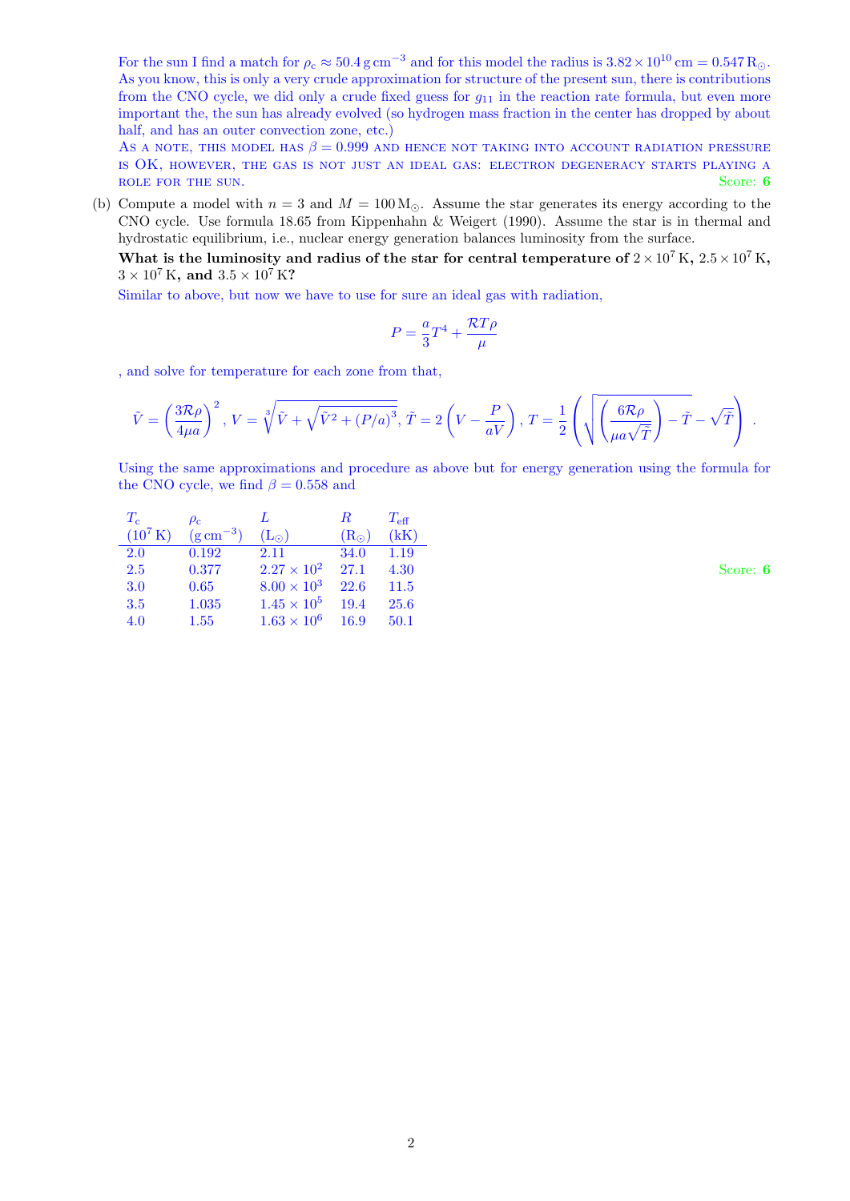For the sun I find a match for $\rho_c \approx 50.4\,\mathrm{g\,cm^{-3}}$ and for this model the radius is $3.82 \times 10^{10}\,\mathrm{cm} = 0.547\,\mathrm{R_\odot}$. As you know, this is only a very crude approximation for structure of the present sun, there is contributions from the CNO cycle, we did only a crude fixed guess for $g_{11}$ in the reaction rate formula, but even more important the, the sun has already evolved (so hydrogen mass fraction in the center has dropped by about half, and has an outer convection zone, etc.)

As a note, this model has $\beta = 0.999$ and hence not taking into account radiation pressure is OK, however, the gas is not just an ideal gas: electron degeneracy starts playing a role for the sun.

Score: **6**

(b) Compute a model with $n = 3$ and $M = 100\,\mathrm{M_\odot}$. Assume the star generates its energy according to the CNO cycle. Use formula 18.65 from Kippenhahn & Weigert (1990). Assume the star is in thermal and hydrostatic equilibrium, i.e., nuclear energy generation balances luminosity from the surface.

**What is the luminosity and radius of the star for central temperature of $2 \times 10^7\,\mathrm{K}$, $2.5 \times 10^7\,\mathrm{K}$, $3 \times 10^7\,\mathrm{K}$, and $3.5 \times 10^7\,\mathrm{K}$?**

Similar to above, but now we have to use for sure an ideal gas with radiation,

$$P = \frac{a}{3}T^4 + \frac{\mathcal{R}T\rho}{\mu}$$

, and solve for temperature for each zone from that,

$$\tilde{V} = \left(\frac{3\mathcal{R}\rho}{4\mu a}\right)^2,\; V = \sqrt[3]{\tilde{V} + \sqrt{\tilde{V}^2 + (P/a)^3}},\; \tilde{T} = 2\left(V - \frac{P}{aV}\right),\; T = \frac{1}{2}\left(\sqrt{\left(\frac{6\mathcal{R}\rho}{\mu a\sqrt{\tilde{T}}}\right) - \tilde{T}} - \sqrt{\tilde{T}}\right).$$

Using the same approximations and procedure as above but for energy generation using the formula for the CNO cycle, we find $\beta = 0.558$ and

| $T_\mathrm{c}$ ($10^7\,\mathrm{K}$) | $\rho_\mathrm{c}$ ($\mathrm{g\,cm^{-3}}$) | $L$ ($\mathrm{L_\odot}$) | $R$ ($\mathrm{R_\odot}$) | $T_\mathrm{eff}$ (kK) |
|---|---|---|---|---|
| 2.0 | 0.192 | 2.11 | 34.0 | 1.19 |
| 2.5 | 0.377 | $2.27 \times 10^2$ | 27.1 | 4.30 |
| 3.0 | 0.65 | $8.00 \times 10^3$ | 22.6 | 11.5 |
| 3.5 | 1.035 | $1.45 \times 10^5$ | 19.4 | 25.6 |
| 4.0 | 1.55 | $1.63 \times 10^6$ | 16.9 | 50.1 |

Score: **6**